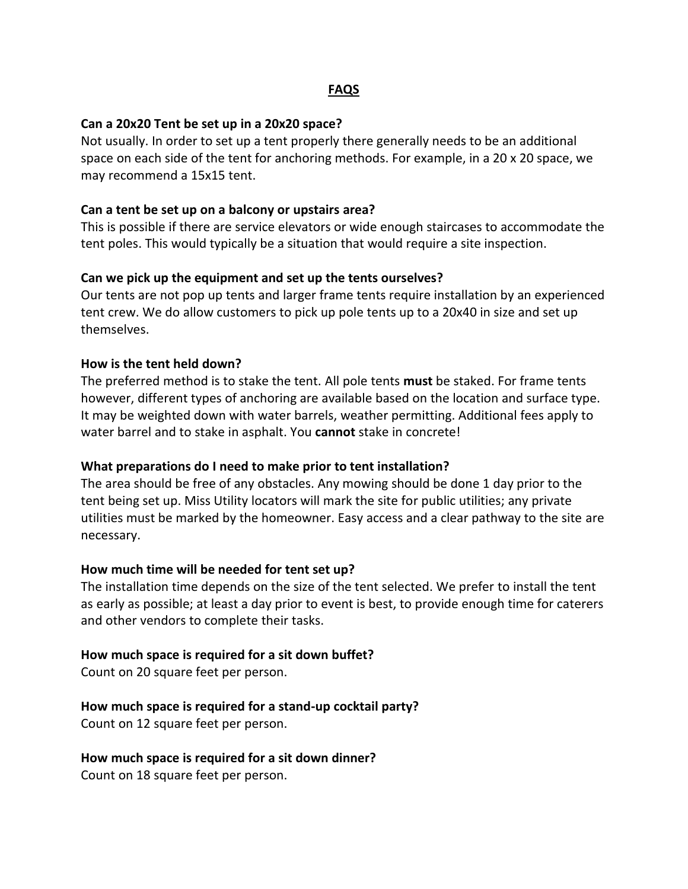## FAQS

**Can a 20x20 Tent be set up in a 20x20 space?**
Not usually. In order to set up a tent properly there generally needs to be an additional space on each side of the tent for anchoring methods. For example, in a 20 x 20 space, we may recommend a 15x15 tent.

**Can a tent be set up on a balcony or upstairs area?**
This is possible if there are service elevators or wide enough staircases to accommodate the tent poles. This would typically be a situation that would require a site inspection.

**Can we pick up the equipment and set up the tents ourselves?**
Our tents are not pop up tents and larger frame tents require installation by an experienced tent crew. We do allow customers to pick up pole tents up to a 20x40 in size and set up themselves.

**How is the tent held down?**
The preferred method is to stake the tent. All pole tents **must** be staked. For frame tents however, different types of anchoring are available based on the location and surface type. It may be weighted down with water barrels, weather permitting. Additional fees apply to water barrel and to stake in asphalt. You **cannot** stake in concrete!

**What preparations do I need to make prior to tent installation?**
The area should be free of any obstacles. Any mowing should be done 1 day prior to the tent being set up. Miss Utility locators will mark the site for public utilities; any private utilities must be marked by the homeowner. Easy access and a clear pathway to the site are necessary.

**How much time will be needed for tent set up?**
The installation time depends on the size of the tent selected. We prefer to install the tent as early as possible; at least a day prior to event is best, to provide enough time for caterers and other vendors to complete their tasks.

**How much space is required for a sit down buffet?**
Count on 20 square feet per person.

**How much space is required for a stand-up cocktail party?**
Count on 12 square feet per person.

**How much space is required for a sit down dinner?**
Count on 18 square feet per person.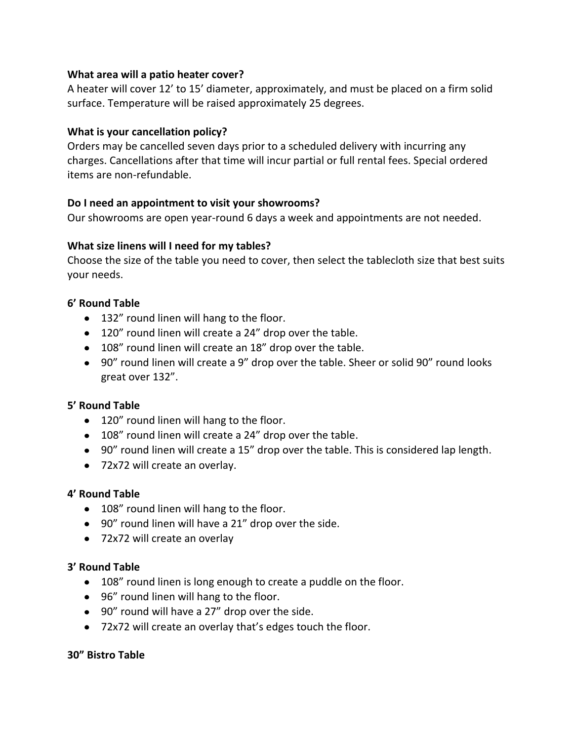**What area will a patio heater cover?**
A heater will cover 12' to 15' diameter, approximately, and must be placed on a firm solid surface. Temperature will be raised approximately 25 degrees.

**What is your cancellation policy?**
Orders may be cancelled seven days prior to a scheduled delivery with incurring any charges. Cancellations after that time will incur partial or full rental fees. Special ordered items are non-refundable.

**Do I need an appointment to visit your showrooms?**
Our showrooms are open year-round 6 days a week and appointments are not needed.

**What size linens will I need for my tables?**
Choose the size of the table you need to cover, then select the tablecloth size that best suits your needs.

**6' Round Table**

- 132" round linen will hang to the floor.
- 120" round linen will create a 24" drop over the table.
- 108" round linen will create an 18" drop over the table.
- 90" round linen will create a 9" drop over the table. Sheer or solid 90" round looks great over 132".

**5' Round Table**

- 120" round linen will hang to the floor.
- 108" round linen will create a 24" drop over the table.
- 90" round linen will create a 15" drop over the table. This is considered lap length.
- 72x72 will create an overlay.

**4' Round Table**

- 108" round linen will hang to the floor.
- 90" round linen will have a 21" drop over the side.
- 72x72 will create an overlay

**3' Round Table**

- 108" round linen is long enough to create a puddle on the floor.
- 96" round linen will hang to the floor.
- 90" round will have a 27" drop over the side.
- 72x72 will create an overlay that's edges touch the floor.

**30" Bistro Table**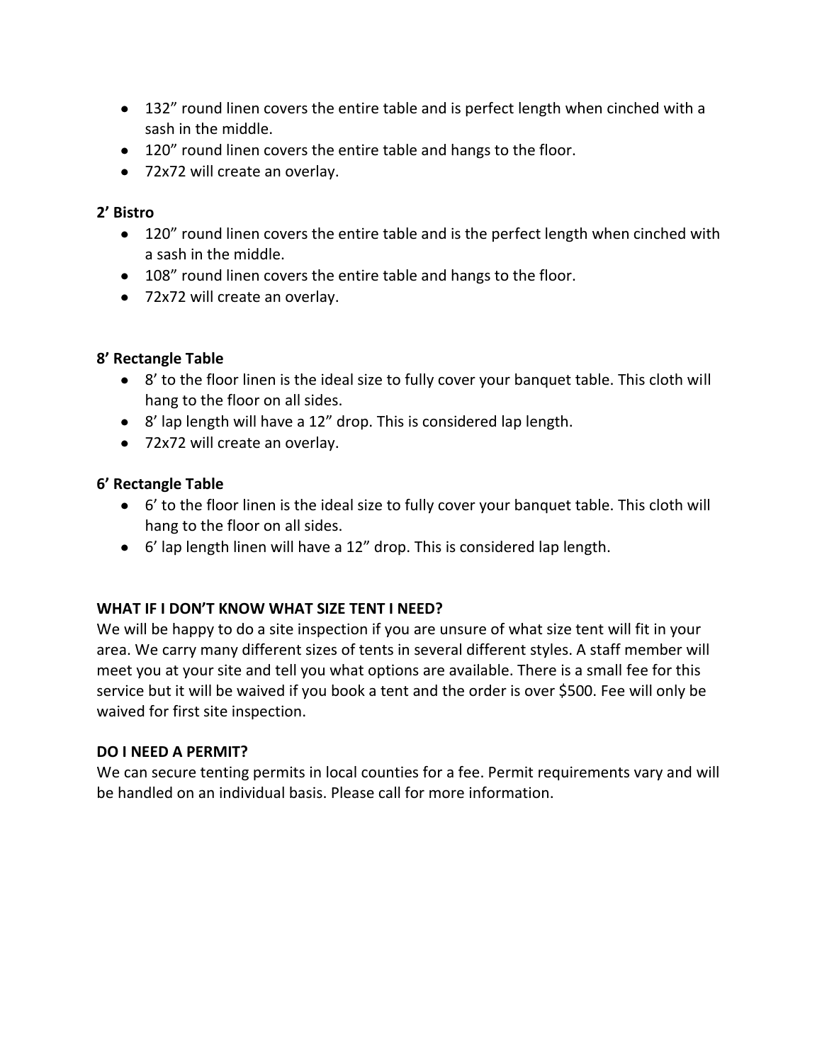- 132” round linen covers the entire table and is perfect length when cinched with a sash in the middle.
- 120” round linen covers the entire table and hangs to the floor.
- 72x72 will create an overlay.

**2’ Bistro**

- 120” round linen covers the entire table and is the perfect length when cinched with a sash in the middle.
- 108” round linen covers the entire table and hangs to the floor.
- 72x72 will create an overlay.

**8’ Rectangle Table**

- 8’ to the floor linen is the ideal size to fully cover your banquet table. This cloth will hang to the floor on all sides.
- 8’ lap length will have a 12” drop. This is considered lap length.
- 72x72 will create an overlay.

**6’ Rectangle Table**

- 6’ to the floor linen is the ideal size to fully cover your banquet table. This cloth will hang to the floor on all sides.
- 6’ lap length linen will have a 12” drop. This is considered lap length.

**WHAT IF I DON’T KNOW WHAT SIZE TENT I NEED?**

We will be happy to do a site inspection if you are unsure of what size tent will fit in your area. We carry many different sizes of tents in several different styles. A staff member will meet you at your site and tell you what options are available. There is a small fee for this service but it will be waived if you book a tent and the order is over $500. Fee will only be waived for first site inspection.

**DO I NEED A PERMIT?**

We can secure tenting permits in local counties for a fee. Permit requirements vary and will be handled on an individual basis. Please call for more information.